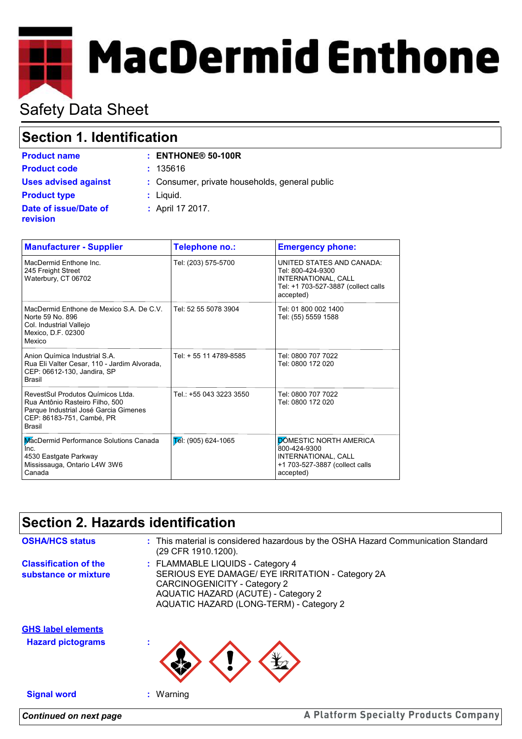# MacDermid Enthone

## Safety Data Sheet

## Section 1. Identification

**Product name** : **ENTHONE® 50-100R**

**Product code** : 135616

**Uses advised against** : Consumer, private households, general public

**Product type** : Liquid.

**Date of issue/Date of revision** : April 17 2017.

| Manufacturer - Supplier | Telephone no.: | Emergency phone: |
|---|---|---|
| MacDermid Enthone Inc.<br>245 Freight Street<br>Waterbury, CT 06702 | Tel: (203) 575-5700 | UNITED STATES AND CANADA:<br>Tel: 800-424-9300<br>INTERNATIONAL, CALL<br>Tel: +1 703-527-3887 (collect calls accepted) |
| MacDermid Enthone de Mexico S.A. De C.V.<br>Norte 59 No. 896<br>Col. Industrial Vallejo<br>Mexico, D.F. 02300<br>Mexico | Tel: 52 55 5078 3904 | Tel: 01 800 002 1400<br>Tel: (55) 5559 1588 |
| Anion Química Industrial S.A.<br>Rua Eli Valter Cesar, 110 - Jardim Alvorada,<br>CEP: 06612-130, Jandira, SP<br>Brasil | Tel: + 55 11 4789-8585 | Tel: 0800 707 7022<br>Tel: 0800 172 020 |
| RevestSul Produtos Químicos Ltda.<br>Rua Antônio Rasteiro Filho, 500<br>Parque Industrial José Garcia Gimenes<br>CEP: 86183-751, Cambé, PR<br>Brasil | Tel.: +55 043 3223 3550 | Tel: 0800 707 7022<br>Tel: 0800 172 020 |
| MacDermid Performance Solutions Canada Inc.<br>4530 Eastgate Parkway<br>Mississauga, Ontario L4W 3W6<br>Canada | Tel: (905) 624-1065 | DOMESTIC NORTH AMERICA<br>800-424-9300<br>INTERNATIONAL, CALL<br>+1 703-527-3887 (collect calls accepted) |

## Section 2. Hazards identification

**OSHA/HCS status** : This material is considered hazardous by the OSHA Hazard Communication Standard (29 CFR 1910.1200).

**Classification of the substance or mixture** : FLAMMABLE LIQUIDS - Category 4
SERIOUS EYE DAMAGE/ EYE IRRITATION - Category 2A
CARCINOGENICITY - Category 2
AQUATIC HAZARD (ACUTE) - Category 2
AQUATIC HAZARD (LONG-TERM) - Category 2

**GHS label elements**

**Hazard pictograms** :

**Signal word** : Warning

*Continued on next page*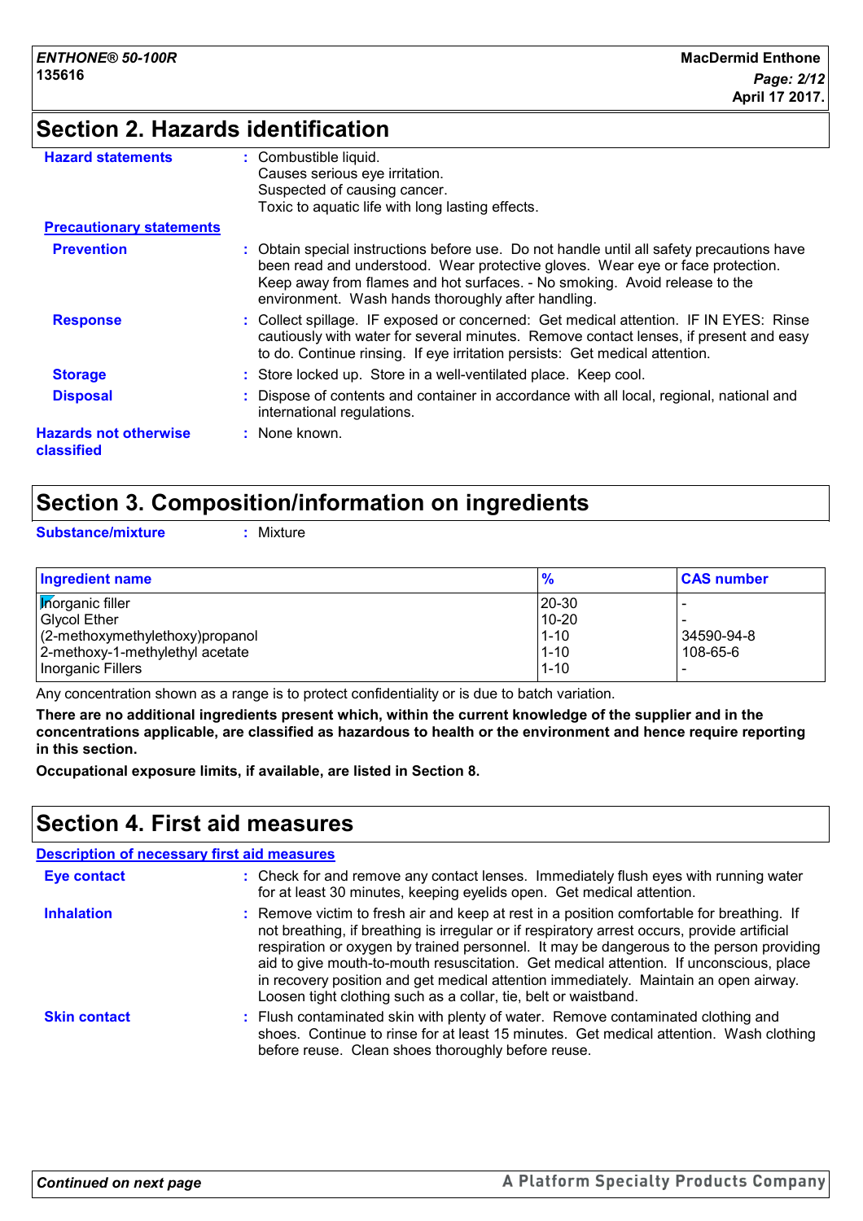## Section 2. Hazards identification

**Hazard statements** : Combustible liquid.
Causes serious eye irritation.
Suspected of causing cancer.
Toxic to aquatic life with long lasting effects.

**Precautionary statements**

**Prevention** : Obtain special instructions before use. Do not handle until all safety precautions have been read and understood. Wear protective gloves. Wear eye or face protection. Keep away from flames and hot surfaces. - No smoking. Avoid release to the environment. Wash hands thoroughly after handling.

**Response** : Collect spillage. IF exposed or concerned: Get medical attention. IF IN EYES: Rinse cautiously with water for several minutes. Remove contact lenses, if present and easy to do. Continue rinsing. If eye irritation persists: Get medical attention.

**Storage** : Store locked up. Store in a well-ventilated place. Keep cool.

**Disposal** : Dispose of contents and container in accordance with all local, regional, national and international regulations.

**Hazards not otherwise classified** : None known.

## Section 3. Composition/information on ingredients

**Substance/mixture** : Mixture

| Ingredient name | % | CAS number |
|---|---|---|
| Inorganic filler | 20-30 | - |
| Glycol Ether | 10-20 | - |
| (2-methoxymethylethoxy)propanol | 1-10 | 34590-94-8 |
| 2-methoxy-1-methylethyl acetate | 1-10 | 108-65-6 |
| Inorganic Fillers | 1-10 | - |

Any concentration shown as a range is to protect confidentiality or is due to batch variation.

**There are no additional ingredients present which, within the current knowledge of the supplier and in the concentrations applicable, are classified as hazardous to health or the environment and hence require reporting in this section.**

**Occupational exposure limits, if available, are listed in Section 8.**

## Section 4. First aid measures

**Description of necessary first aid measures**

**Eye contact** : Check for and remove any contact lenses. Immediately flush eyes with running water for at least 30 minutes, keeping eyelids open. Get medical attention.

**Inhalation** : Remove victim to fresh air and keep at rest in a position comfortable for breathing. If not breathing, if breathing is irregular or if respiratory arrest occurs, provide artificial respiration or oxygen by trained personnel. It may be dangerous to the person providing aid to give mouth-to-mouth resuscitation. Get medical attention. If unconscious, place in recovery position and get medical attention immediately. Maintain an open airway. Loosen tight clothing such as a collar, tie, belt or waistband.

**Skin contact** : Flush contaminated skin with plenty of water. Remove contaminated clothing and shoes. Continue to rinse for at least 15 minutes. Get medical attention. Wash clothing before reuse. Clean shoes thoroughly before reuse.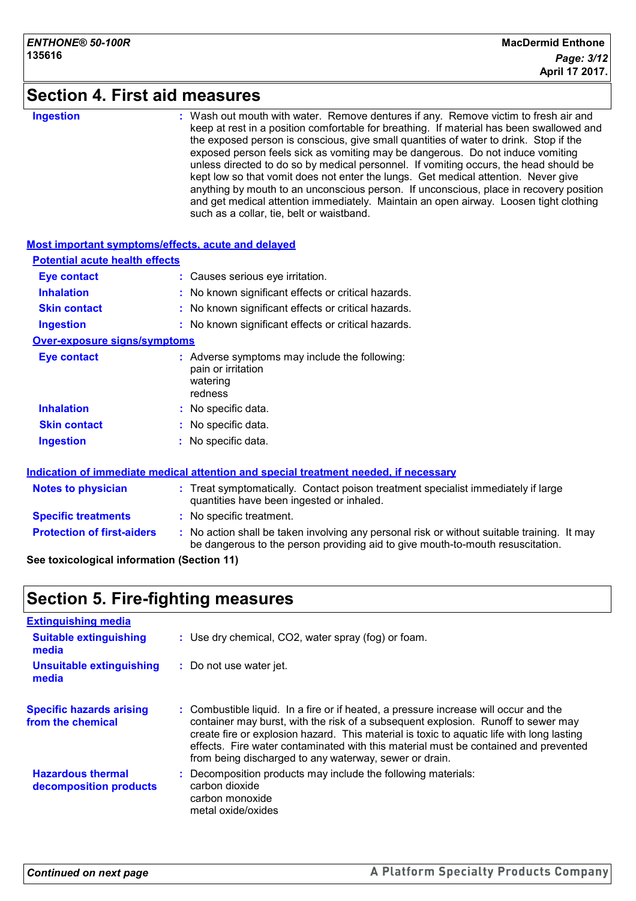## Section 4. First aid measures

**Ingestion** : Wash out mouth with water. Remove dentures if any. Remove victim to fresh air and keep at rest in a position comfortable for breathing. If material has been swallowed and the exposed person is conscious, give small quantities of water to drink. Stop if the exposed person feels sick as vomiting may be dangerous. Do not induce vomiting unless directed to do so by medical personnel. If vomiting occurs, the head should be kept low so that vomit does not enter the lungs. Get medical attention. Never give anything by mouth to an unconscious person. If unconscious, place in recovery position and get medical attention immediately. Maintain an open airway. Loosen tight clothing such as a collar, tie, belt or waistband.

### Most important symptoms/effects, acute and delayed

**Potential acute health effects**

**Eye contact** : Causes serious eye irritation.

**Inhalation** : No known significant effects or critical hazards.

**Skin contact** : No known significant effects or critical hazards.

**Ingestion** : No known significant effects or critical hazards.

**Over-exposure signs/symptoms**

**Eye contact** : Adverse symptoms may include the following:
pain or irritation
watering
redness

**Inhalation** : No specific data.

**Skin contact** : No specific data.

**Ingestion** : No specific data.

### Indication of immediate medical attention and special treatment needed, if necessary

**Notes to physician** : Treat symptomatically. Contact poison treatment specialist immediately if large quantities have been ingested or inhaled.

**Specific treatments** : No specific treatment.

**Protection of first-aiders** : No action shall be taken involving any personal risk or without suitable training. It may be dangerous to the person providing aid to give mouth-to-mouth resuscitation.

**See toxicological information (Section 11)**

## Section 5. Fire-fighting measures

### Extinguishing media

**Suitable extinguishing media** : Use dry chemical, $CO_2$, water spray (fog) or foam.

**Unsuitable extinguishing media** : Do not use water jet.

**Specific hazards arising from the chemical** : Combustible liquid. In a fire or if heated, a pressure increase will occur and the container may burst, with the risk of a subsequent explosion. Runoff to sewer may create fire or explosion hazard. This material is toxic to aquatic life with long lasting effects. Fire water contaminated with this material must be contained and prevented from being discharged to any waterway, sewer or drain.

**Hazardous thermal decomposition products** : Decomposition products may include the following materials:
carbon dioxide
carbon monoxide
metal oxide/oxides

*Continued on next page*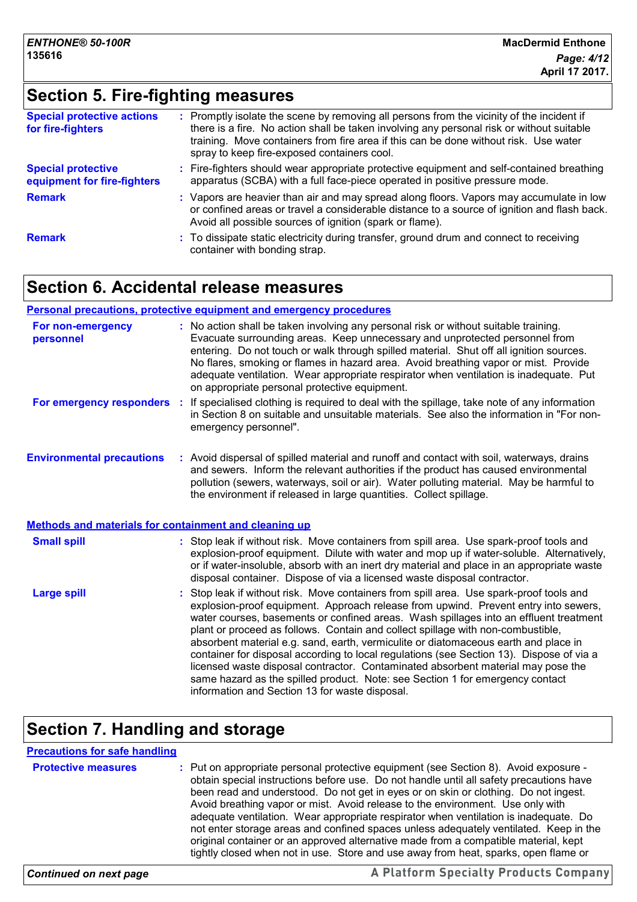## Section 5. Fire-fighting measures

| | |
|---|---|
| **Special protective actions for fire-fighters** | : Promptly isolate the scene by removing all persons from the vicinity of the incident if there is a fire. No action shall be taken involving any personal risk or without suitable training. Move containers from fire area if this can be done without risk. Use water spray to keep fire-exposed containers cool. |
| **Special protective equipment for fire-fighters** | : Fire-fighters should wear appropriate protective equipment and self-contained breathing apparatus (SCBA) with a full face-piece operated in positive pressure mode. |
| **Remark** | : Vapors are heavier than air and may spread along floors. Vapors may accumulate in low or confined areas or travel a considerable distance to a source of ignition and flash back. Avoid all possible sources of ignition (spark or flame). |
| **Remark** | : To dissipate static electricity during transfer, ground drum and connect to receiving container with bonding strap. |

## Section 6. Accidental release measures

### Personal precautions, protective equipment and emergency procedures

| | |
|---|---|
| **For non-emergency personnel** | : No action shall be taken involving any personal risk or without suitable training. Evacuate surrounding areas. Keep unnecessary and unprotected personnel from entering. Do not touch or walk through spilled material. Shut off all ignition sources. No flares, smoking or flames in hazard area. Avoid breathing vapor or mist. Provide adequate ventilation. Wear appropriate respirator when ventilation is inadequate. Put on appropriate personal protective equipment. |
| **For emergency responders** | : If specialised clothing is required to deal with the spillage, take note of any information in Section 8 on suitable and unsuitable materials. See also the information in "For non-emergency personnel". |

| | |
|---|---|
| **Environmental precautions** | : Avoid dispersal of spilled material and runoff and contact with soil, waterways, drains and sewers. Inform the relevant authorities if the product has caused environmental pollution (sewers, waterways, soil or air). Water polluting material. May be harmful to the environment if released in large quantities. Collect spillage. |

### Methods and materials for containment and cleaning up

| | |
|---|---|
| **Small spill** | : Stop leak if without risk. Move containers from spill area. Use spark-proof tools and explosion-proof equipment. Dilute with water and mop up if water-soluble. Alternatively, or if water-insoluble, absorb with an inert dry material and place in an appropriate waste disposal container. Dispose of via a licensed waste disposal contractor. |
| **Large spill** | : Stop leak if without risk. Move containers from spill area. Use spark-proof tools and explosion-proof equipment. Approach release from upwind. Prevent entry into sewers, water courses, basements or confined areas. Wash spillages into an effluent treatment plant or proceed as follows. Contain and collect spillage with non-combustible, absorbent material e.g. sand, earth, vermiculite or diatomaceous earth and place in container for disposal according to local regulations (see Section 13). Dispose of via a licensed waste disposal contractor. Contaminated absorbent material may pose the same hazard as the spilled product. Note: see Section 1 for emergency contact information and Section 13 for waste disposal. |

## Section 7. Handling and storage

### Precautions for safe handling

| | |
|---|---|
| **Protective measures** | : Put on appropriate personal protective equipment (see Section 8). Avoid exposure - obtain special instructions before use. Do not handle until all safety precautions have been read and understood. Do not get in eyes or on skin or clothing. Do not ingest. Avoid breathing vapor or mist. Avoid release to the environment. Use only with adequate ventilation. Wear appropriate respirator when ventilation is inadequate. Do not enter storage areas and confined spaces unless adequately ventilated. Keep in the original container or an approved alternative made from a compatible material, kept tightly closed when not in use. Store and use away from heat, sparks, open flame or |

*Continued on next page*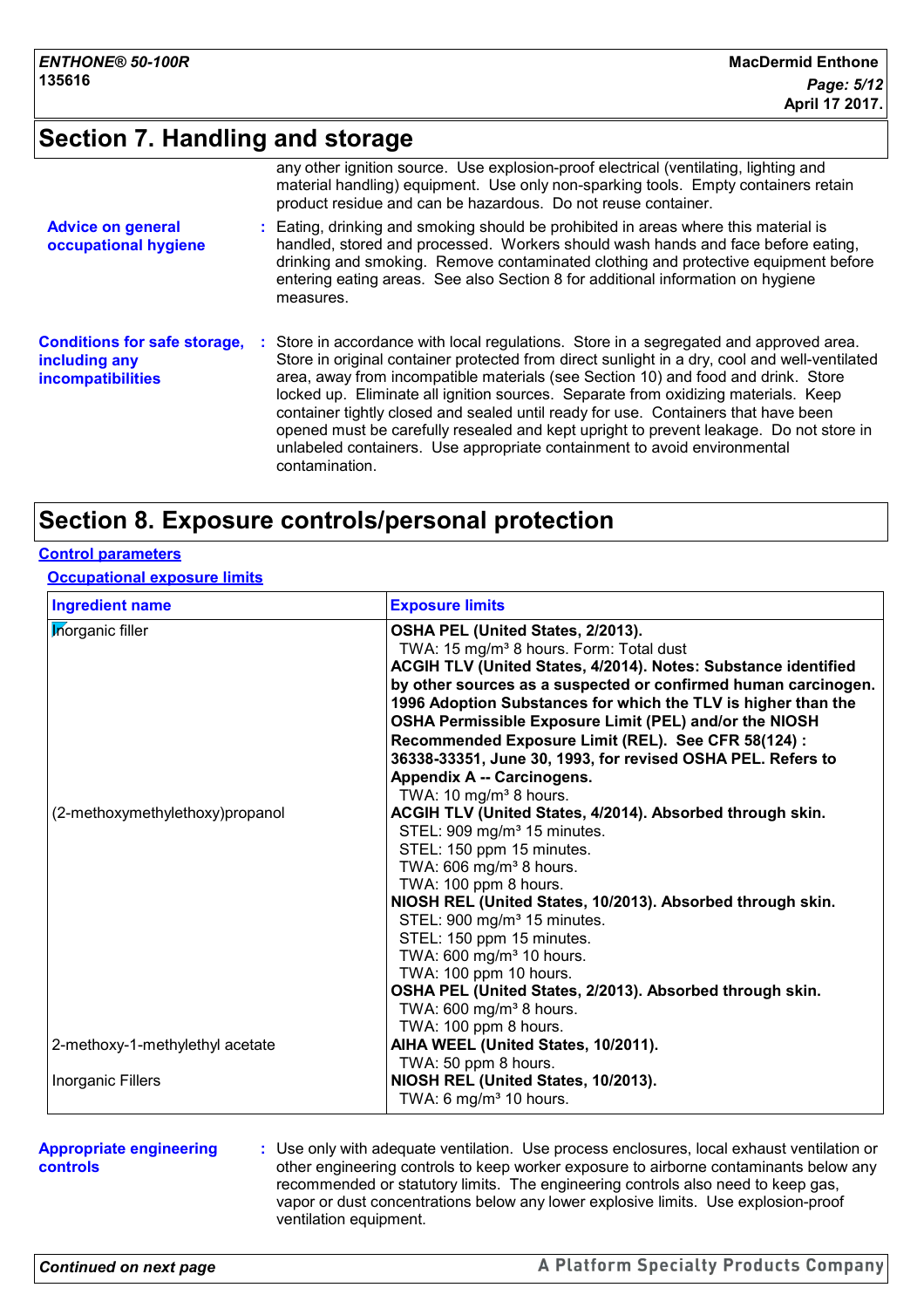## Section 7. Handling and storage

any other ignition source. Use explosion-proof electrical (ventilating, lighting and material handling) equipment. Use only non-sparking tools. Empty containers retain product residue and can be hazardous. Do not reuse container.

**Advice on general occupational hygiene** : Eating, drinking and smoking should be prohibited in areas where this material is handled, stored and processed. Workers should wash hands and face before eating, drinking and smoking. Remove contaminated clothing and protective equipment before entering eating areas. See also Section 8 for additional information on hygiene measures.

**Conditions for safe storage, including any incompatibilities** : Store in accordance with local regulations. Store in a segregated and approved area. Store in original container protected from direct sunlight in a dry, cool and well-ventilated area, away from incompatible materials (see Section 10) and food and drink. Store locked up. Eliminate all ignition sources. Separate from oxidizing materials. Keep container tightly closed and sealed until ready for use. Containers that have been opened must be carefully resealed and kept upright to prevent leakage. Do not store in unlabeled containers. Use appropriate containment to avoid environmental contamination.

## Section 8. Exposure controls/personal protection

### Control parameters

#### Occupational exposure limits

| Ingredient name | Exposure limits |
|---|---|
| Inorganic filler | **OSHA PEL (United States, 2/2013).**<br>TWA: 15 mg/m³ 8 hours. Form: Total dust<br>**ACGIH TLV (United States, 4/2014). Notes: Substance identified by other sources as a suspected or confirmed human carcinogen. 1996 Adoption Substances for which the TLV is higher than the OSHA Permissible Exposure Limit (PEL) and/or the NIOSH Recommended Exposure Limit (REL). See CFR 58(124) : 36338-33351, June 30, 1993, for revised OSHA PEL. Refers to Appendix A -- Carcinogens.**<br>TWA: 10 mg/m³ 8 hours. |
| (2-methoxymethylethoxy)propanol | **ACGIH TLV (United States, 4/2014). Absorbed through skin.**<br>STEL: 909 mg/m³ 15 minutes.<br>STEL: 150 ppm 15 minutes.<br>TWA: 606 mg/m³ 8 hours.<br>TWA: 100 ppm 8 hours.<br>**NIOSH REL (United States, 10/2013). Absorbed through skin.**<br>STEL: 900 mg/m³ 15 minutes.<br>STEL: 150 ppm 15 minutes.<br>TWA: 600 mg/m³ 10 hours.<br>TWA: 100 ppm 10 hours.<br>**OSHA PEL (United States, 2/2013). Absorbed through skin.**<br>TWA: 600 mg/m³ 8 hours.<br>TWA: 100 ppm 8 hours. |
| 2-methoxy-1-methylethyl acetate | **AIHA WEEL (United States, 10/2011).**<br>TWA: 50 ppm 8 hours. |
| Inorganic Fillers | **NIOSH REL (United States, 10/2013).**<br>TWA: 6 mg/m³ 10 hours. |

**Appropriate engineering controls** : Use only with adequate ventilation. Use process enclosures, local exhaust ventilation or other engineering controls to keep worker exposure to airborne contaminants below any recommended or statutory limits. The engineering controls also need to keep gas, vapor or dust concentrations below any lower explosive limits. Use explosion-proof ventilation equipment.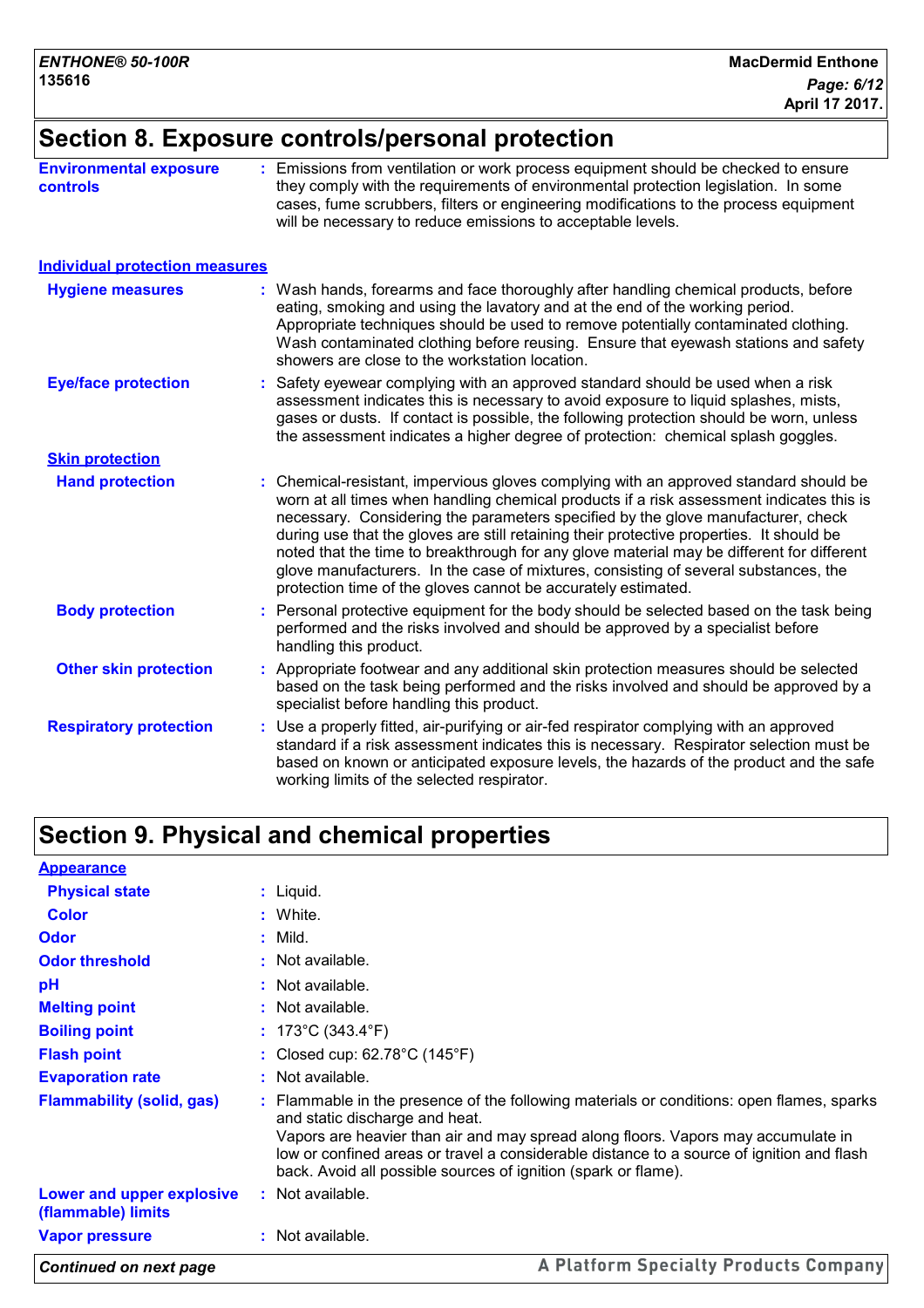## Section 8. Exposure controls/personal protection

**Environmental exposure controls** : Emissions from ventilation or work process equipment should be checked to ensure they comply with the requirements of environmental protection legislation. In some cases, fume scrubbers, filters or engineering modifications to the process equipment will be necessary to reduce emissions to acceptable levels.

### Individual protection measures

**Hygiene measures** : Wash hands, forearms and face thoroughly after handling chemical products, before eating, smoking and using the lavatory and at the end of the working period. Appropriate techniques should be used to remove potentially contaminated clothing. Wash contaminated clothing before reusing. Ensure that eyewash stations and safety showers are close to the workstation location.

**Eye/face protection** : Safety eyewear complying with an approved standard should be used when a risk assessment indicates this is necessary to avoid exposure to liquid splashes, mists, gases or dusts. If contact is possible, the following protection should be worn, unless the assessment indicates a higher degree of protection: chemical splash goggles.

**Skin protection**

**Hand protection** : Chemical-resistant, impervious gloves complying with an approved standard should be worn at all times when handling chemical products if a risk assessment indicates this is necessary. Considering the parameters specified by the glove manufacturer, check during use that the gloves are still retaining their protective properties. It should be noted that the time to breakthrough for any glove material may be different for different glove manufacturers. In the case of mixtures, consisting of several substances, the protection time of the gloves cannot be accurately estimated.

**Body protection** : Personal protective equipment for the body should be selected based on the task being performed and the risks involved and should be approved by a specialist before handling this product.

**Other skin protection** : Appropriate footwear and any additional skin protection measures should be selected based on the task being performed and the risks involved and should be approved by a specialist before handling this product.

**Respiratory protection** : Use a properly fitted, air-purifying or air-fed respirator complying with an approved standard if a risk assessment indicates this is necessary. Respirator selection must be based on known or anticipated exposure levels, the hazards of the product and the safe working limits of the selected respirator.

## Section 9. Physical and chemical properties

**Appearance**

**Physical state** : Liquid.

**Color** : White.

**Odor** : Mild.

**Odor threshold** : Not available.

**pH** : Not available.

**Melting point** : Not available.

**Boiling point** : 173°C (343.4°F)

**Flash point** : Closed cup: 62.78°C (145°F)

**Evaporation rate** : Not available.

**Flammability (solid, gas)** : Flammable in the presence of the following materials or conditions: open flames, sparks and static discharge and heat.
Vapors are heavier than air and may spread along floors. Vapors may accumulate in low or confined areas or travel a considerable distance to a source of ignition and flash back. Avoid all possible sources of ignition (spark or flame).

**Lower and upper explosive (flammable) limits** : Not available.

**Vapor pressure** : Not available.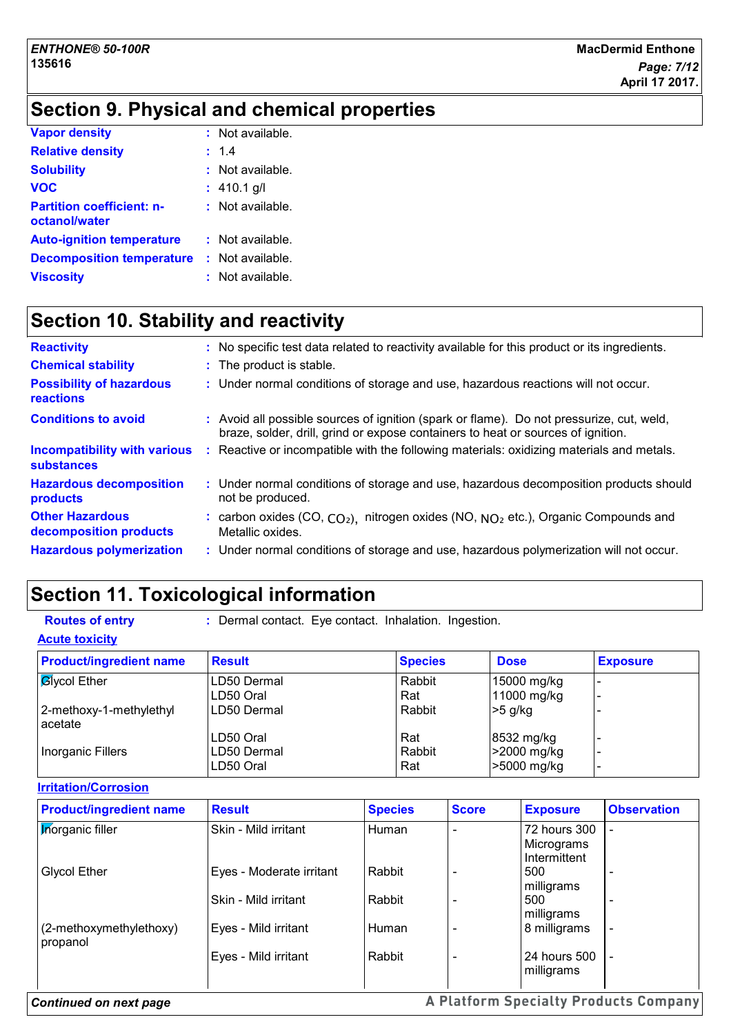## Section 9. Physical and chemical properties

| | |
|---|---|
| **Vapor density** | : Not available. |
| **Relative density** | : 1.4 |
| **Solubility** | : Not available. |
| **VOC** | : 410.1 g/l |
| **Partition coefficient: n-octanol/water** | : Not available. |
| **Auto-ignition temperature** | : Not available. |
| **Decomposition temperature** | : Not available. |
| **Viscosity** | : Not available. |

## Section 10. Stability and reactivity

| | |
|---|---|
| **Reactivity** | : No specific test data related to reactivity available for this product or its ingredients. |
| **Chemical stability** | : The product is stable. |
| **Possibility of hazardous reactions** | : Under normal conditions of storage and use, hazardous reactions will not occur. |
| **Conditions to avoid** | : Avoid all possible sources of ignition (spark or flame). Do not pressurize, cut, weld, braze, solder, drill, grind or expose containers to heat or sources of ignition. |
| **Incompatibility with various substances** | : Reactive or incompatible with the following materials: oxidizing materials and metals. |
| **Hazardous decomposition products** | : Under normal conditions of storage and use, hazardous decomposition products should not be produced. |
| **Other Hazardous decomposition products** | : carbon oxides (CO, $CO_2$), nitrogen oxides (NO, $NO_2$ etc.), Organic Compounds and Metallic oxides. |
| **Hazardous polymerization** | : Under normal conditions of storage and use, hazardous polymerization will not occur. |

## Section 11. Toxicological information

**Routes of entry** : Dermal contact. Eye contact. Inhalation. Ingestion.

**Acute toxicity**

| Product/ingredient name | Result | Species | Dose | Exposure |
|---|---|---|---|---|
| Glycol Ether | LD50 Dermal | Rabbit | 15000 mg/kg | - |
| | LD50 Oral | Rat | 11000 mg/kg | - |
| 2-methoxy-1-methylethyl acetate | LD50 Dermal | Rabbit | >5 g/kg | - |
| | LD50 Oral | Rat | 8532 mg/kg | - |
| Inorganic Fillers | LD50 Dermal | Rabbit | >2000 mg/kg | - |
| | LD50 Oral | Rat | >5000 mg/kg | - |

**Irritation/Corrosion**

| Product/ingredient name | Result | Species | Score | Exposure | Observation |
|---|---|---|---|---|---|
| Inorganic filler | Skin - Mild irritant | Human | - | 72 hours 300 Micrograms Intermittent | - |
| Glycol Ether | Eyes - Moderate irritant | Rabbit | - | 500 milligrams | - |
| | Skin - Mild irritant | Rabbit | - | 500 milligrams | - |
| (2-methoxymethylethoxy) propanol | Eyes - Mild irritant | Human | - | 8 milligrams | - |
| | Eyes - Mild irritant | Rabbit | - | 24 hours 500 milligrams | - |

*Continued on next page*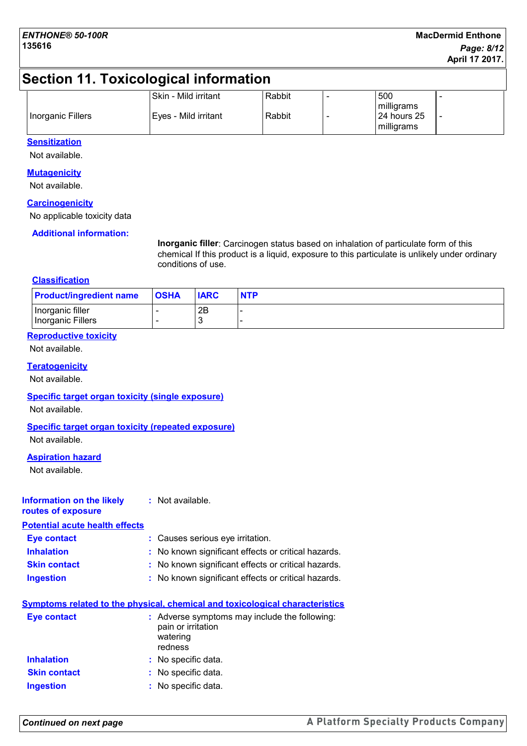## Section 11. Toxicological information

| | | | | | |
|---|---|---|---|---|---|
| Inorganic Fillers | Skin - Mild irritant | Rabbit | - | 500 milligrams | - |
| | Eyes - Mild irritant | Rabbit | - | 24 hours 25 milligrams | - |

**Sensitization**

Not available.

**Mutagenicity**

Not available.

**Carcinogenicity**

No applicable toxicity data

**Additional information:**

**Inorganic filler**: Carcinogen status based on inhalation of particulate form of this chemical If this product is a liquid, exposure to this particulate is unlikely under ordinary conditions of use.

**Classification**

| Product/ingredient name | OSHA | IARC | NTP |
|---|---|---|---|
| Inorganic filler | - | 2B | - |
| Inorganic Fillers | - | 3 | - |

**Reproductive toxicity**

Not available.

**Teratogenicity**

Not available.

**Specific target organ toxicity (single exposure)**

Not available.

**Specific target organ toxicity (repeated exposure)**

Not available.

**Aspiration hazard**

Not available.

**Information on the likely routes of exposure** : Not available.

**Potential acute health effects**

**Eye contact** : Causes serious eye irritation.
**Inhalation** : No known significant effects or critical hazards.
**Skin contact** : No known significant effects or critical hazards.
**Ingestion** : No known significant effects or critical hazards.

**Symptoms related to the physical, chemical and toxicological characteristics**

**Eye contact** : Adverse symptoms may include the following:
pain or irritation
watering
redness

**Inhalation** : No specific data.
**Skin contact** : No specific data.
**Ingestion** : No specific data.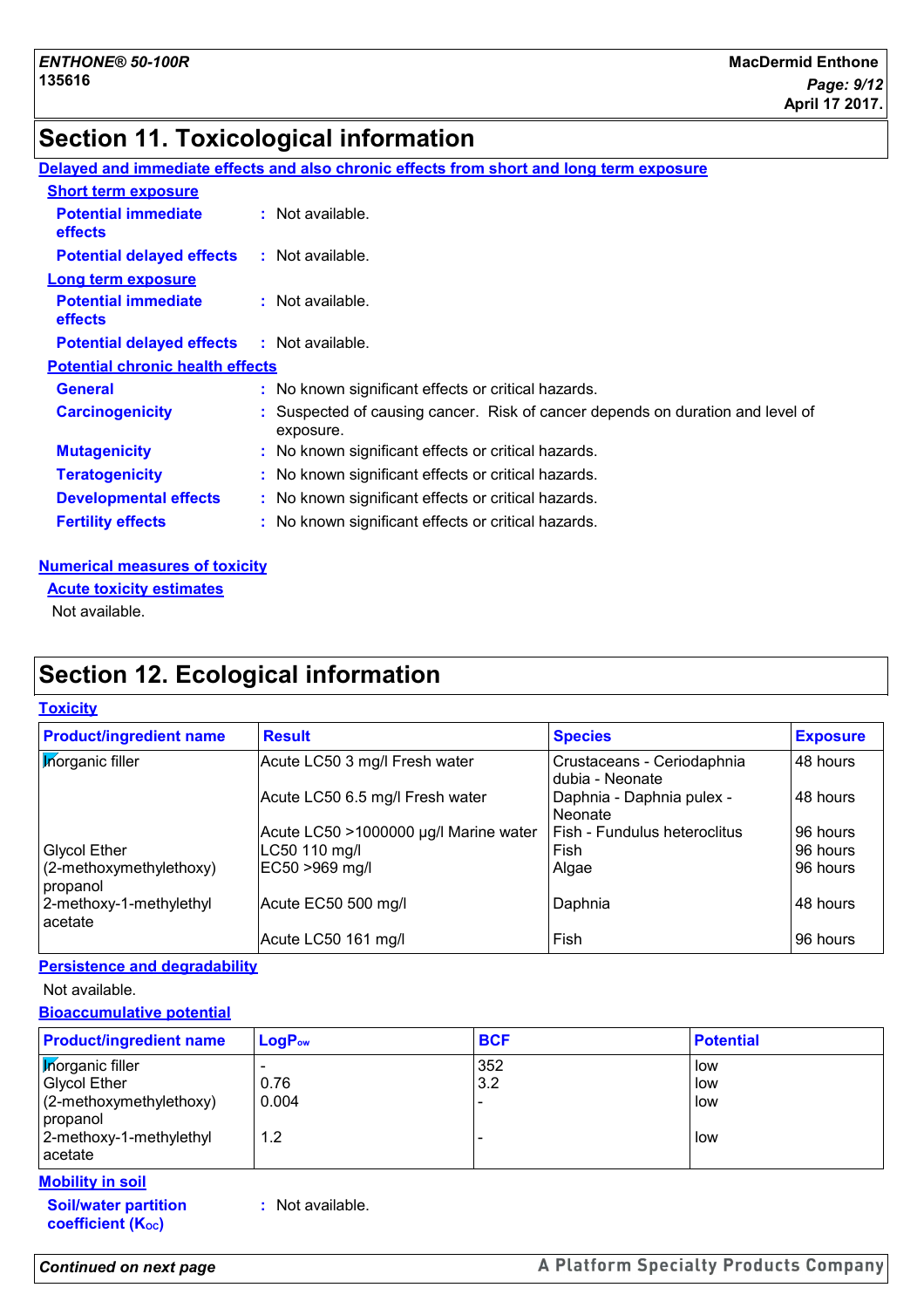## Section 11. Toxicological information

**Delayed and immediate effects and also chronic effects from short and long term exposure**

**Short term exposure**

**Potential immediate effects** : Not available.

**Potential delayed effects** : Not available.

**Long term exposure**

**Potential immediate effects** : Not available.

**Potential delayed effects** : Not available.

**Potential chronic health effects**

**General** : No known significant effects or critical hazards.

**Carcinogenicity** : Suspected of causing cancer. Risk of cancer depends on duration and level of exposure.

**Mutagenicity** : No known significant effects or critical hazards.

**Teratogenicity** : No known significant effects or critical hazards.

**Developmental effects** : No known significant effects or critical hazards.

**Fertility effects** : No known significant effects or critical hazards.

**Numerical measures of toxicity**

**Acute toxicity estimates**

Not available.

## Section 12. Ecological information

**Toxicity**

| Product/ingredient name | Result | Species | Exposure |
|---|---|---|---|
| Inorganic filler | Acute LC50 3 mg/l Fresh water | Crustaceans - Ceriodaphnia dubia - Neonate | 48 hours |
| | Acute LC50 6.5 mg/l Fresh water | Daphnia - Daphnia pulex - Neonate | 48 hours |
| | Acute LC50 >1000000 µg/l Marine water | Fish - Fundulus heteroclitus | 96 hours |
| Glycol Ether | LC50 110 mg/l | Fish | 96 hours |
| (2-methoxymethylethoxy) propanol | EC50 >969 mg/l | Algae | 96 hours |
| 2-methoxy-1-methylethyl acetate | Acute EC50 500 mg/l | Daphnia | 48 hours |
| | Acute LC50 161 mg/l | Fish | 96 hours |

**Persistence and degradability**

Not available.

**Bioaccumulative potential**

| Product/ingredient name | $LogP_{ow}$ | BCF | Potential |
|---|---|---|---|
| Inorganic filler | - | 352 | low |
| Glycol Ether | 0.76 | 3.2 | low |
| (2-methoxymethylethoxy) propanol | 0.004 | - | low |
| 2-methoxy-1-methylethyl acetate | 1.2 | - | low |

**Mobility in soil**

**Soil/water partition coefficient ($K_{OC}$)** : Not available.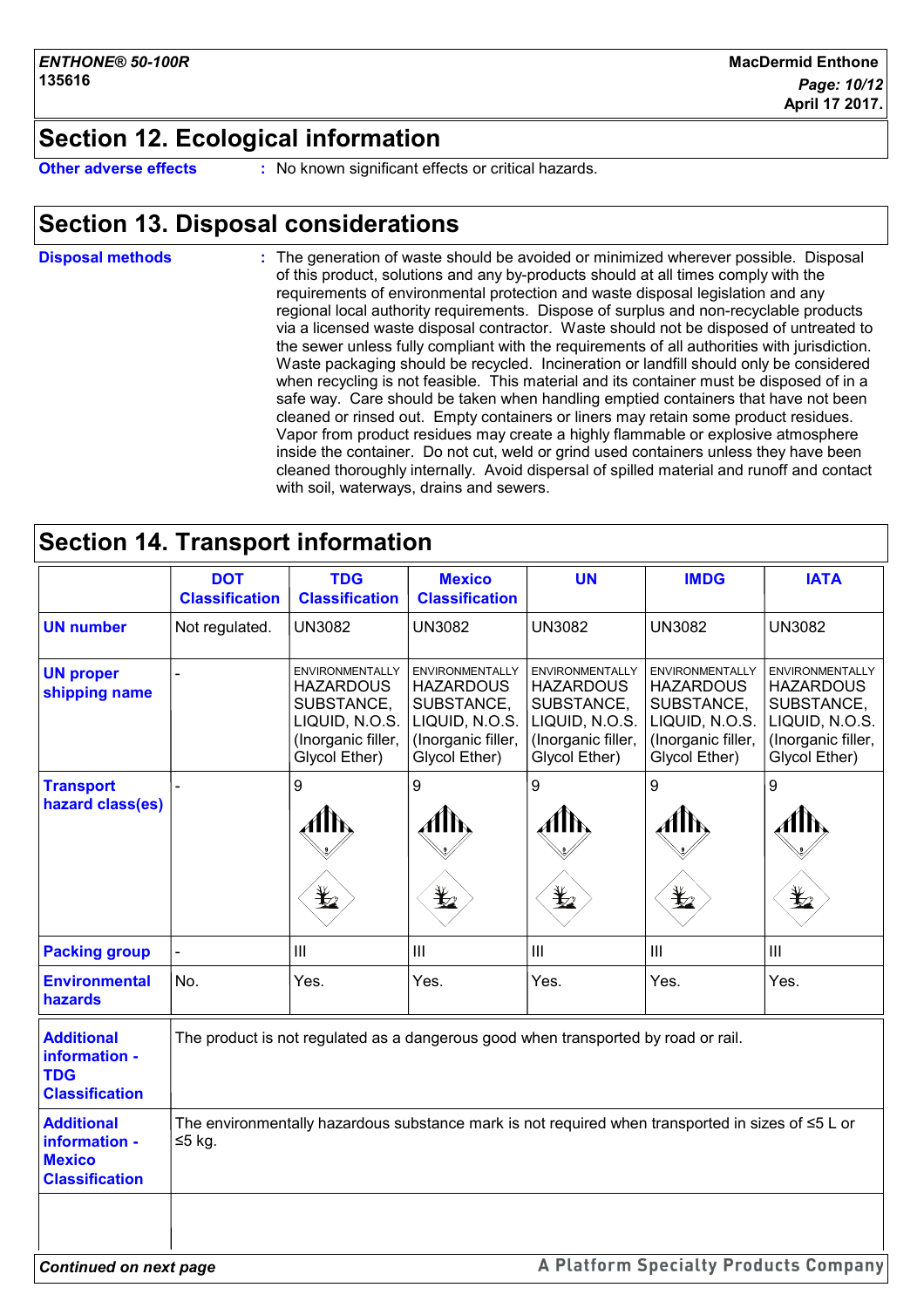## Section 12. Ecological information

**Other adverse effects** : No known significant effects or critical hazards.

## Section 13. Disposal considerations

**Disposal methods** : The generation of waste should be avoided or minimized wherever possible. Disposal of this product, solutions and any by-products should at all times comply with the requirements of environmental protection and waste disposal legislation and any regional local authority requirements. Dispose of surplus and non-recyclable products via a licensed waste disposal contractor. Waste should not be disposed of untreated to the sewer unless fully compliant with the requirements of all authorities with jurisdiction. Waste packaging should be recycled. Incineration or landfill should only be considered when recycling is not feasible. This material and its container must be disposed of in a safe way. Care should be taken when handling emptied containers that have not been cleaned or rinsed out. Empty containers or liners may retain some product residues. Vapor from product residues may create a highly flammable or explosive atmosphere inside the container. Do not cut, weld or grind used containers unless they have been cleaned thoroughly internally. Avoid dispersal of spilled material and runoff and contact with soil, waterways, drains and sewers.

## Section 14. Transport information

| | DOT Classification | TDG Classification | Mexico Classification | UN | IMDG | IATA |
|---|---|---|---|---|---|---|
| **UN number** | Not regulated. | UN3082 | UN3082 | UN3082 | UN3082 | UN3082 |
| **UN proper shipping name** | - | ENVIRONMENTALLY HAZARDOUS SUBSTANCE, LIQUID, N.O.S. (Inorganic filler, Glycol Ether) | ENVIRONMENTALLY HAZARDOUS SUBSTANCE, LIQUID, N.O.S. (Inorganic filler, Glycol Ether) | ENVIRONMENTALLY HAZARDOUS SUBSTANCE, LIQUID, N.O.S. (Inorganic filler, Glycol Ether) | ENVIRONMENTALLY HAZARDOUS SUBSTANCE, LIQUID, N.O.S. (Inorganic filler, Glycol Ether) | ENVIRONMENTALLY HAZARDOUS SUBSTANCE, LIQUID, N.O.S. (Inorganic filler, Glycol Ether) |
| **Transport hazard class(es)** | - | 9 | 9 | 9 | 9 | 9 |
| **Packing group** | - | III | III | III | III | III |
| **Environmental hazards** | No. | Yes. | Yes. | Yes. | Yes. | Yes. |

| | |
|---|---|
| **Additional information - TDG Classification** | The product is not regulated as a dangerous good when transported by road or rail. |
| **Additional information - Mexico Classification** | The environmentally hazardous substance mark is not required when transported in sizes of ≤5 L or ≤5 kg. |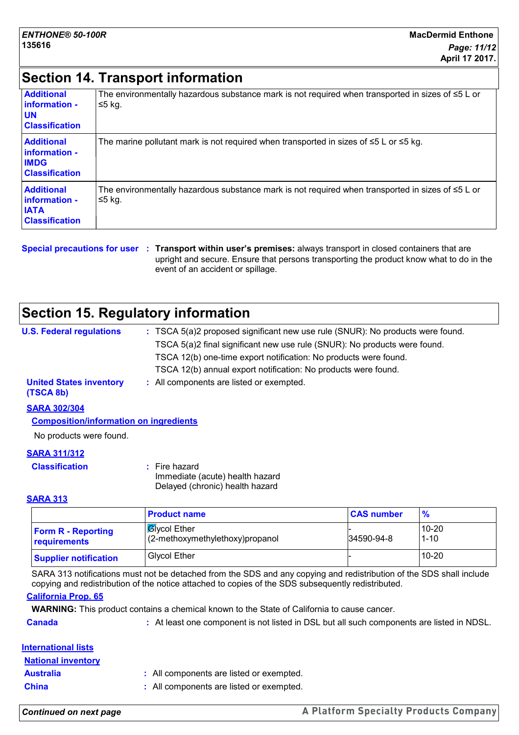## Section 14. Transport information

| | |
|---|---|
| **Additional information - UN Classification** | The environmentally hazardous substance mark is not required when transported in sizes of ≤5 L or ≤5 kg. |
| **Additional information - IMDG Classification** | The marine pollutant mark is not required when transported in sizes of ≤5 L or ≤5 kg. |
| **Additional information - IATA Classification** | The environmentally hazardous substance mark is not required when transported in sizes of ≤5 L or ≤5 kg. |

**Special precautions for user** : **Transport within user's premises:** always transport in closed containers that are upright and secure. Ensure that persons transporting the product know what to do in the event of an accident or spillage.

## Section 15. Regulatory information

**U.S. Federal regulations** : TSCA 5(a)2 proposed significant new use rule (SNUR): No products were found.
TSCA 5(a)2 final significant new use rule (SNUR): No products were found.
TSCA 12(b) one-time export notification: No products were found.
TSCA 12(b) annual export notification: No products were found.

**United States inventory (TSCA 8b)** : All components are listed or exempted.

**SARA 302/304**

**Composition/information on ingredients**

No products were found.

**SARA 311/312**

**Classification** : Fire hazard
Immediate (acute) health hazard
Delayed (chronic) health hazard

**SARA 313**

| | Product name | CAS number | % |
|---|---|---|---|
| **Form R - Reporting requirements** | Glycol Ether<br>(2-methoxymethylethoxy)propanol | -<br>34590-94-8 | 10-20<br>1-10 |
| **Supplier notification** | Glycol Ether | - | 10-20 |

SARA 313 notifications must not be detached from the SDS and any copying and redistribution of the SDS shall include copying and redistribution of the notice attached to copies of the SDS subsequently redistributed.

**California Prop. 65**

**WARNING:** This product contains a chemical known to the State of California to cause cancer.

**Canada** : At least one component is not listed in DSL but all such components are listed in NDSL.

**International lists**

**National inventory**

**Australia** : All components are listed or exempted.

**China** : All components are listed or exempted.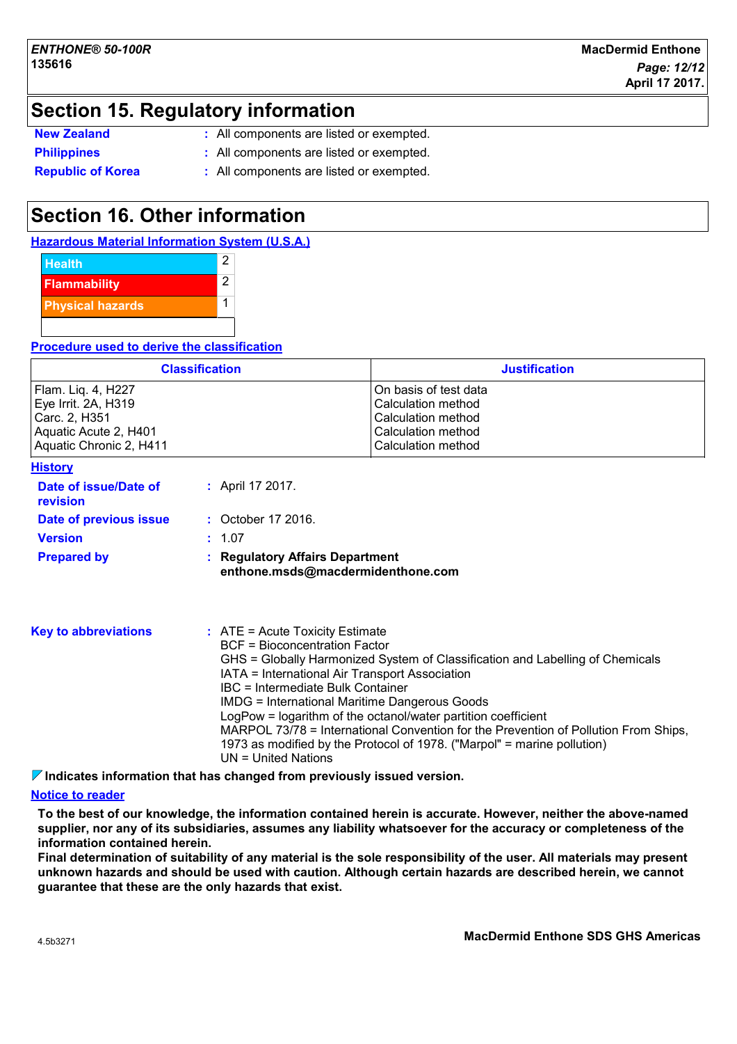## Section 15. Regulatory information

**New Zealand** : All components are listed or exempted.

**Philippines** : All components are listed or exempted.

**Republic of Korea** : All components are listed or exempted.

## Section 16. Other information

**Hazardous Material Information System (U.S.A.)**

| | |
|---|---|
| Health | 2 |
| Flammability | 2 |
| Physical hazards | 1 |
| | |

**Procedure used to derive the classification**

| Classification | Justification |
|---|---|
| Flam. Liq. 4, H227<br>Eye Irrit. 2A, H319<br>Carc. 2, H351<br>Aquatic Acute 2, H401<br>Aquatic Chronic 2, H411 | On basis of test data<br>Calculation method<br>Calculation method<br>Calculation method<br>Calculation method |

**History**

**Date of issue/Date of revision** : April 17 2017.

**Date of previous issue** : October 17 2016.

**Version** : 1.07

**Prepared by** : **Regulatory Affairs Department**
**enthone.msds@macdermidenthone.com**

**Key to abbreviations** : ATE = Acute Toxicity Estimate
BCF = Bioconcentration Factor
GHS = Globally Harmonized System of Classification and Labelling of Chemicals
IATA = International Air Transport Association
IBC = Intermediate Bulk Container
IMDG = International Maritime Dangerous Goods
LogPow = logarithm of the octanol/water partition coefficient
MARPOL 73/78 = International Convention for the Prevention of Pollution From Ships, 1973 as modified by the Protocol of 1978. ("Marpol" = marine pollution)
UN = United Nations

**Indicates information that has changed from previously issued version.**

**Notice to reader**

**To the best of our knowledge, the information contained herein is accurate. However, neither the above-named supplier, nor any of its subsidiaries, assumes any liability whatsoever for the accuracy or completeness of the information contained herein.**
**Final determination of suitability of any material is the sole responsibility of the user. All materials may present unknown hazards and should be used with caution. Although certain hazards are described herein, we cannot guarantee that these are the only hazards that exist.**